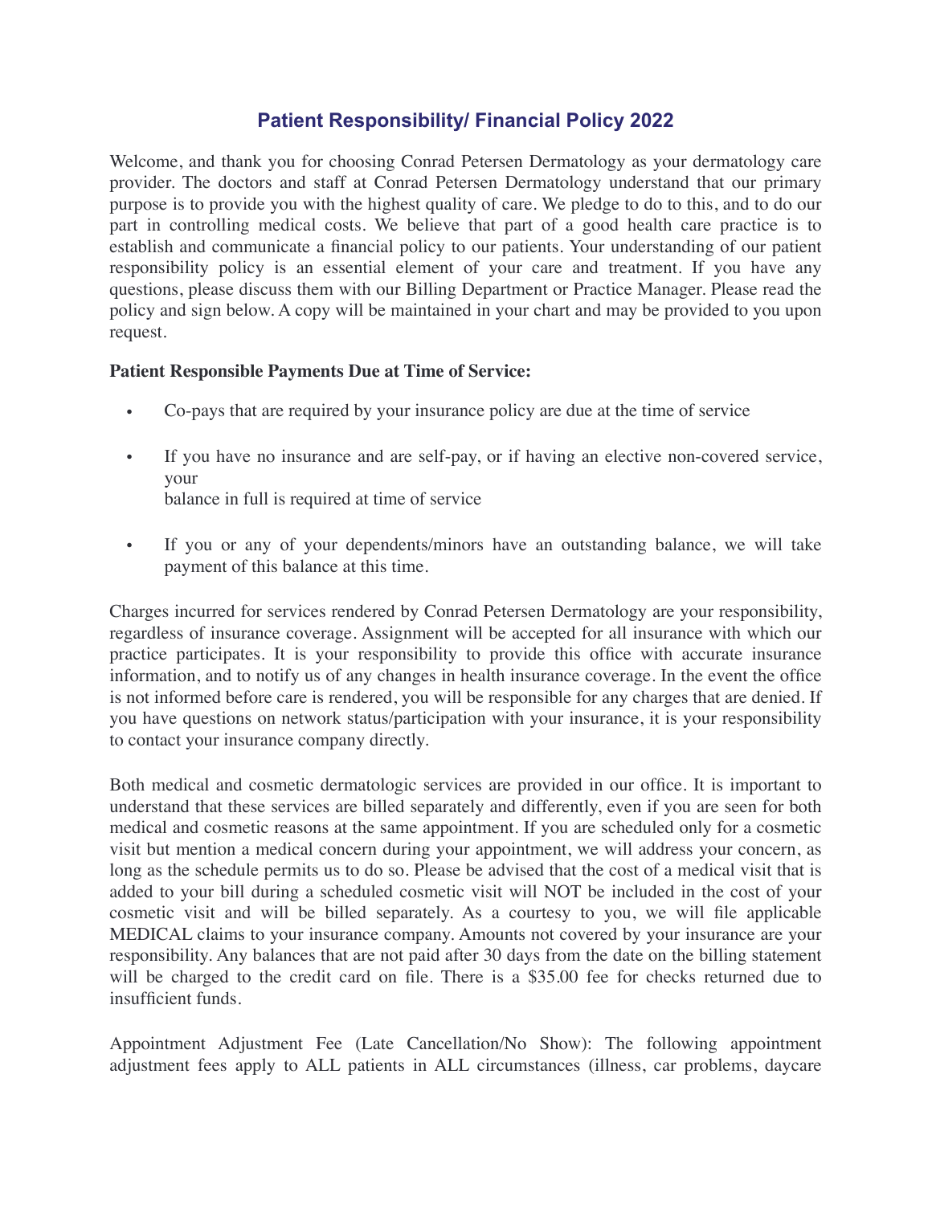# Patient Responsibility/ Financial Policy 2022

Welcome, and thank you for choosing Conrad Petersen Dermatology as your dermatology care provider. The doctors and staff at Conrad Petersen Dermatology understand that our primary purpose is to provide you with the highest quality of care. We pledge to do to this, and to do our part in controlling medical costs. We believe that part of a good health care practice is to establish and communicate a financial policy to our patients. Your understanding of our patient responsibility policy is an essential element of your care and treatment. If you have any questions, please discuss them with our Billing Department or Practice Manager. Please read the policy and sign below. A copy will be maintained in your chart and may be provided to you upon request.

**Patient Responsible Payments Due at Time of Service:**

- Co-pays that are required by your insurance policy are due at the time of service
- If you have no insurance and are self-pay, or if having an elective non-covered service, your balance in full is required at time of service
- If you or any of your dependents/minors have an outstanding balance, we will take payment of this balance at this time.

Charges incurred for services rendered by Conrad Petersen Dermatology are your responsibility, regardless of insurance coverage. Assignment will be accepted for all insurance with which our practice participates. It is your responsibility to provide this office with accurate insurance information, and to notify us of any changes in health insurance coverage. In the event the office is not informed before care is rendered, you will be responsible for any charges that are denied. If you have questions on network status/participation with your insurance, it is your responsibility to contact your insurance company directly.

Both medical and cosmetic dermatologic services are provided in our office. It is important to understand that these services are billed separately and differently, even if you are seen for both medical and cosmetic reasons at the same appointment. If you are scheduled only for a cosmetic visit but mention a medical concern during your appointment, we will address your concern, as long as the schedule permits us to do so. Please be advised that the cost of a medical visit that is added to your bill during a scheduled cosmetic visit will NOT be included in the cost of your cosmetic visit and will be billed separately. As a courtesy to you, we will file applicable MEDICAL claims to your insurance company. Amounts not covered by your insurance are your responsibility. Any balances that are not paid after 30 days from the date on the billing statement will be charged to the credit card on file. There is a $35.00 fee for checks returned due to insufficient funds.

Appointment Adjustment Fee (Late Cancellation/No Show): The following appointment adjustment fees apply to ALL patients in ALL circumstances (illness, car problems, daycare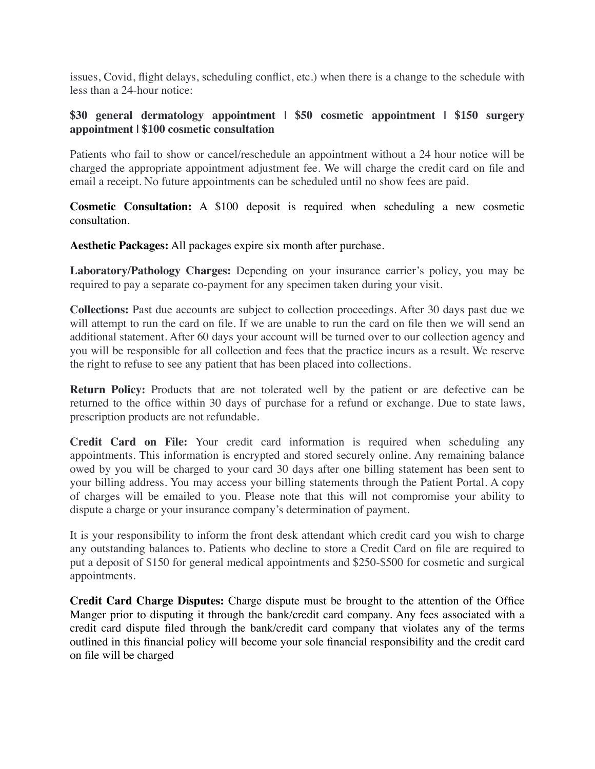issues, Covid, flight delays, scheduling conflict, etc.) when there is a change to the schedule with less than a 24-hour notice:

**$30 general dermatology appointment | $50 cosmetic appointment | $150 surgery appointment | $100 cosmetic consultation**

Patients who fail to show or cancel/reschedule an appointment without a 24 hour notice will be charged the appropriate appointment adjustment fee. We will charge the credit card on file and email a receipt. No future appointments can be scheduled until no show fees are paid.

**Cosmetic Consultation:** A $100 deposit is required when scheduling a new cosmetic consultation.

**Aesthetic Packages:** All packages expire six month after purchase.

**Laboratory/Pathology Charges:** Depending on your insurance carrier's policy, you may be required to pay a separate co-payment for any specimen taken during your visit.

**Collections:** Past due accounts are subject to collection proceedings. After 30 days past due we will attempt to run the card on file. If we are unable to run the card on file then we will send an additional statement. After 60 days your account will be turned over to our collection agency and you will be responsible for all collection and fees that the practice incurs as a result. We reserve the right to refuse to see any patient that has been placed into collections.

**Return Policy:** Products that are not tolerated well by the patient or are defective can be returned to the office within 30 days of purchase for a refund or exchange. Due to state laws, prescription products are not refundable.

**Credit Card on File:** Your credit card information is required when scheduling any appointments. This information is encrypted and stored securely online. Any remaining balance owed by you will be charged to your card 30 days after one billing statement has been sent to your billing address. You may access your billing statements through the Patient Portal. A copy of charges will be emailed to you. Please note that this will not compromise your ability to dispute a charge or your insurance company's determination of payment.

It is your responsibility to inform the front desk attendant which credit card you wish to charge any outstanding balances to. Patients who decline to store a Credit Card on file are required to put a deposit of $150 for general medical appointments and $250-$500 for cosmetic and surgical appointments.

**Credit Card Charge Disputes:** Charge dispute must be brought to the attention of the Office Manger prior to disputing it through the bank/credit card company. Any fees associated with a credit card dispute filed through the bank/credit card company that violates any of the terms outlined in this financial policy will become your sole financial responsibility and the credit card on file will be charged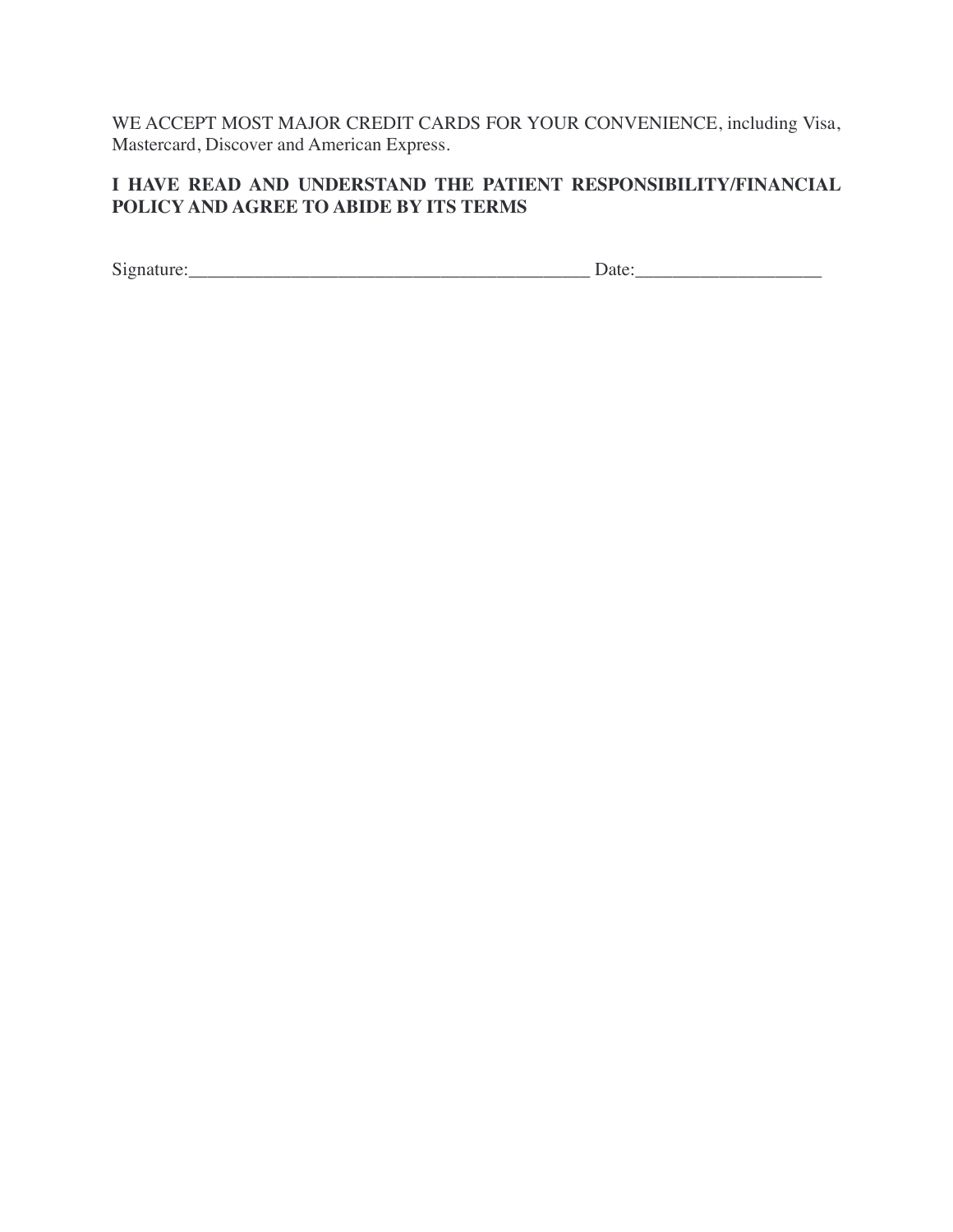WE ACCEPT MOST MAJOR CREDIT CARDS FOR YOUR CONVENIENCE, including Visa, Mastercard, Discover and American Express.

**I HAVE READ AND UNDERSTAND THE PATIENT RESPONSIBILITY/FINANCIAL POLICY AND AGREE TO ABIDE BY ITS TERMS**

Signature:_____________________________________________ Date:____________________